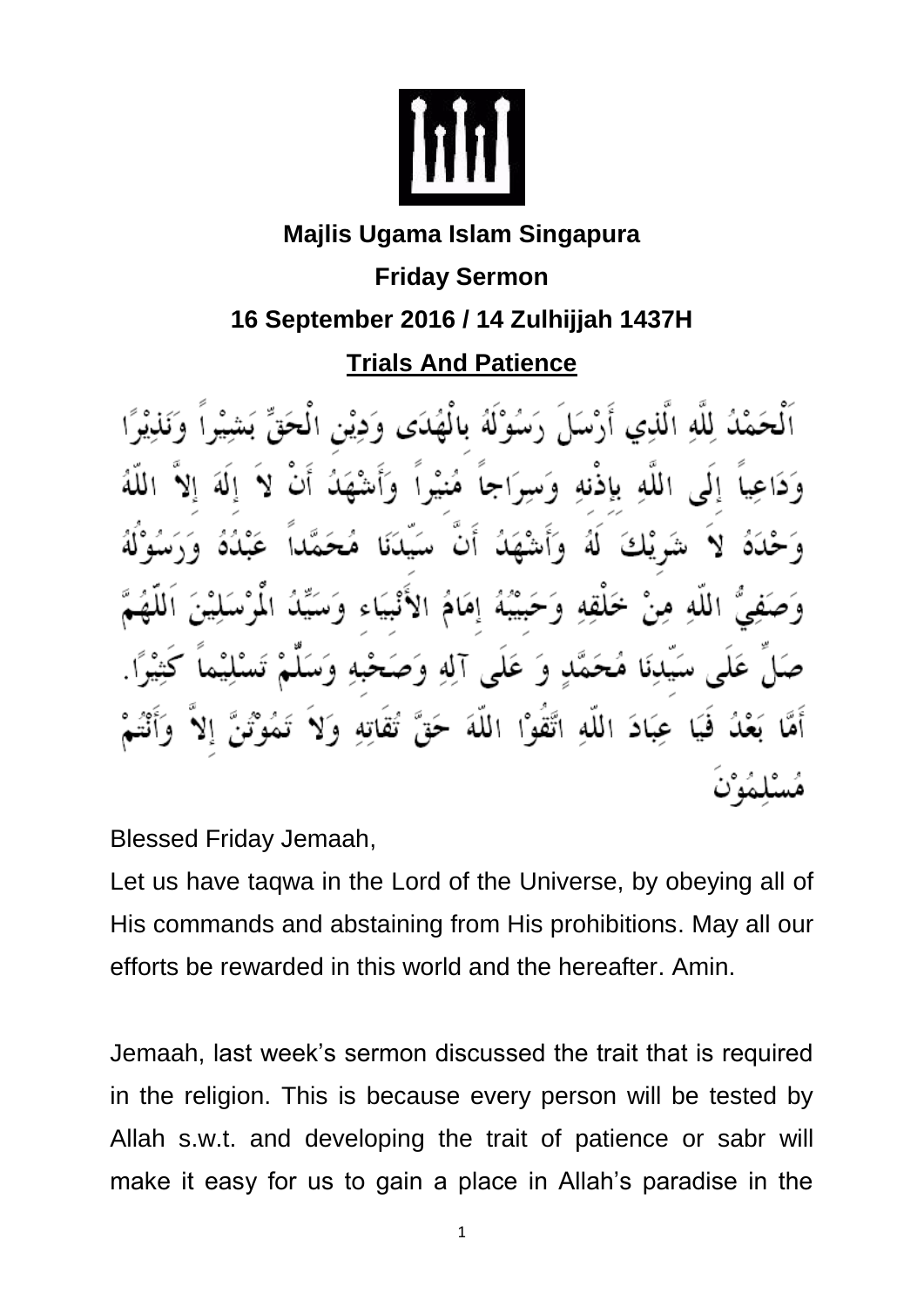**Majlis Ugama Islam Singapura**

**Friday Sermon**

**16 September 2016 / 14 Zulhijjah 1437H**

## Trials And Patience

اَلْحَمْدُ لِلَّهِ الَّذِي أَرْسَلَ رَسُوْلَهُ بِالْهُدَى وَدِيْنِ الْحَقِّ بَشِيْراً وَنَذِيْرًا وَدَاعِياً إِلَى اللَّهِ بِإِذْنِهِ وَسِرَاجاً مُنِيْراً وَأَشْهَدُ أَنْ لاَ إِلَهَ إِلاَّ اللَّهُ وَحْدَهُ لاَ شَرِيْكَ لَهُ وَأَشْهَدُ أَنَّ سَيِّدَنَا مُحَمَّداً عَبْدُهُ وَرَسُوْلُهُ وَصَفِيُّ اللَّهِ مِنْ خَلْقِهِ وَحَبِيْبُهُ إِمَامُ الأَنْبِيَاء وَسَيِّدُ الْمُرْسَلِيْنَ اَللَّهُمَّ صَلِّ عَلَى سَيِّدِنَا مُحَمَّدٍ وَ عَلَى آلِهِ وَصَحْبِهِ وَسَلِّمْ تَسْلِيْماً كَثِيْرًا. أَمَّا بَعْدُ فَيَا عِبَادَ اللَّهِ اتَّقُوْا اللَّهَ حَقَّ تُقَاتِهِ وَلاَ تَمُوْتُنَّ إِلاَّ وَأَنْتُمْ مُسْلِمُوْنَ

Blessed Friday Jemaah,

Let us have taqwa in the Lord of the Universe, by obeying all of His commands and abstaining from His prohibitions. May all our efforts be rewarded in this world and the hereafter. Amin.

Jemaah, last week's sermon discussed the trait that is required in the religion. This is because every person will be tested by Allah s.w.t. and developing the trait of patience or sabr will make it easy for us to gain a place in Allah's paradise in the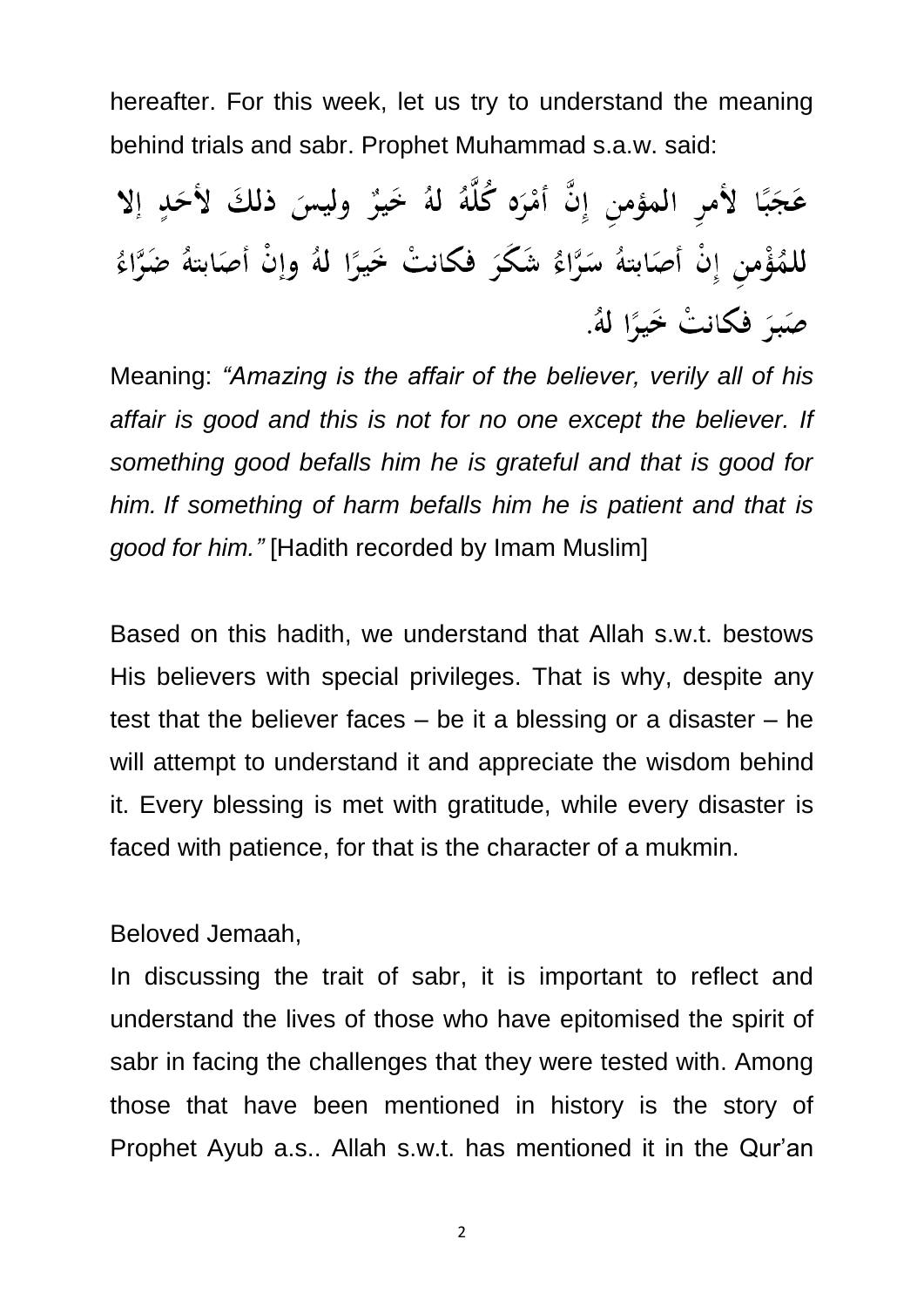hereafter. For this week, let us try to understand the meaning behind trials and sabr. Prophet Muhammad s.a.w. said:

عَجَبًا لأمرِ المؤمنِ إنَّ أمْرَه كُلَّهُ لهُ خَيرٌ وليسَ ذلكَ لأحَدٍ إلا للمُؤْمنِ إنْ أصَابتهُ سَرَّاءُ شَكَرَ فكانتْ خَيرًا لهُ وإنْ أصَابتهُ ضَرَّاءُ صَبرَ فكانتْ خَيرًا لهُ.

Meaning: *"Amazing is the affair of the believer, verily all of his affair is good and this is not for no one except the believer. If something good befalls him he is grateful and that is good for him. If something of harm befalls him he is patient and that is good for him."* [Hadith recorded by Imam Muslim]

Based on this hadith, we understand that Allah s.w.t. bestows His believers with special privileges. That is why, despite any test that the believer faces – be it a blessing or a disaster – he will attempt to understand it and appreciate the wisdom behind it. Every blessing is met with gratitude, while every disaster is faced with patience, for that is the character of a mukmin.

Beloved Jemaah,

In discussing the trait of sabr, it is important to reflect and understand the lives of those who have epitomised the spirit of sabr in facing the challenges that they were tested with. Among those that have been mentioned in history is the story of Prophet Ayub a.s.. Allah s.w.t. has mentioned it in the Qur'an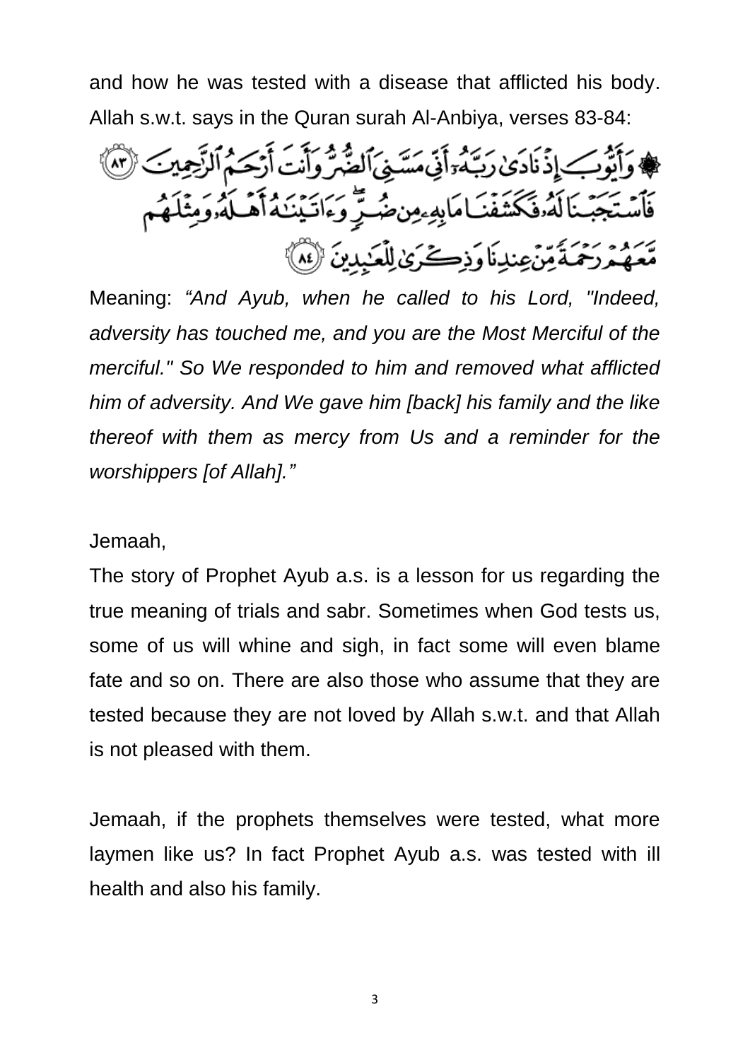and how he was tested with a disease that afflicted his body. Allah s.w.t. says in the Quran surah Al-Anbiya, verses 83-84:

۞ وَأَيُّوبَ إِذْ نَادَىٰ رَبَّهُۥٓ أَنِّي مَسَّنِيَ ٱلضُّرُّ وَأَنتَ أَرْحَمُ ٱلرَّٰحِمِينَ ﴿٨٣﴾ فَٱسْتَجَبْنَا لَهُۥ فَكَشَفْنَا مَا بِهِۦ مِن ضُرٍّ ۖ وَءَاتَيْنَٰهُ أَهْلَهُۥ وَمِثْلَهُم مَّعَهُمْ رَحْمَةً مِّنْ عِندِنَا وَذِكْرَىٰ لِلْعَٰبِدِينَ ﴿٨٤﴾

Meaning: *“And Ayub, when he called to his Lord, "Indeed, adversity has touched me, and you are the Most Merciful of the merciful." So We responded to him and removed what afflicted him of adversity. And We gave him [back] his family and the like thereof with them as mercy from Us and a reminder for the worshippers [of Allah].”*

Jemaah,

The story of Prophet Ayub a.s. is a lesson for us regarding the true meaning of trials and sabr. Sometimes when God tests us, some of us will whine and sigh, in fact some will even blame fate and so on. There are also those who assume that they are tested because they are not loved by Allah s.w.t. and that Allah is not pleased with them.

Jemaah, if the prophets themselves were tested, what more laymen like us? In fact Prophet Ayub a.s. was tested with ill health and also his family.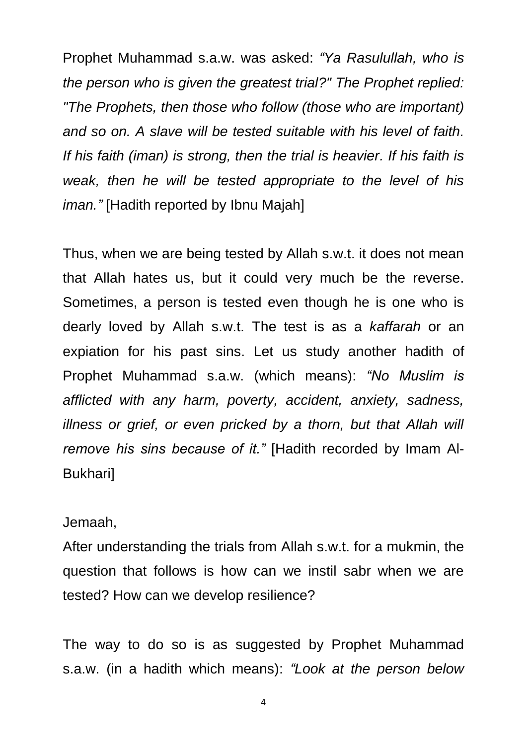Prophet Muhammad s.a.w. was asked: *"Ya Rasulullah, who is the person who is given the greatest trial?" The Prophet replied: "The Prophets, then those who follow (those who are important) and so on. A slave will be tested suitable with his level of faith. If his faith (iman) is strong, then the trial is heavier. If his faith is weak, then he will be tested appropriate to the level of his iman."* [Hadith reported by Ibnu Majah]

Thus, when we are being tested by Allah s.w.t. it does not mean that Allah hates us, but it could very much be the reverse. Sometimes, a person is tested even though he is one who is dearly loved by Allah s.w.t. The test is as a *kaffarah* or an expiation for his past sins. Let us study another hadith of Prophet Muhammad s.a.w. (which means): *"No Muslim is afflicted with any harm, poverty, accident, anxiety, sadness, illness or grief, or even pricked by a thorn, but that Allah will remove his sins because of it."* [Hadith recorded by Imam Al-Bukhari]

Jemaah,
After understanding the trials from Allah s.w.t. for a mukmin, the question that follows is how can we instil sabr when we are tested? How can we develop resilience?

The way to do so is as suggested by Prophet Muhammad s.a.w. (in a hadith which means): *"Look at the person below*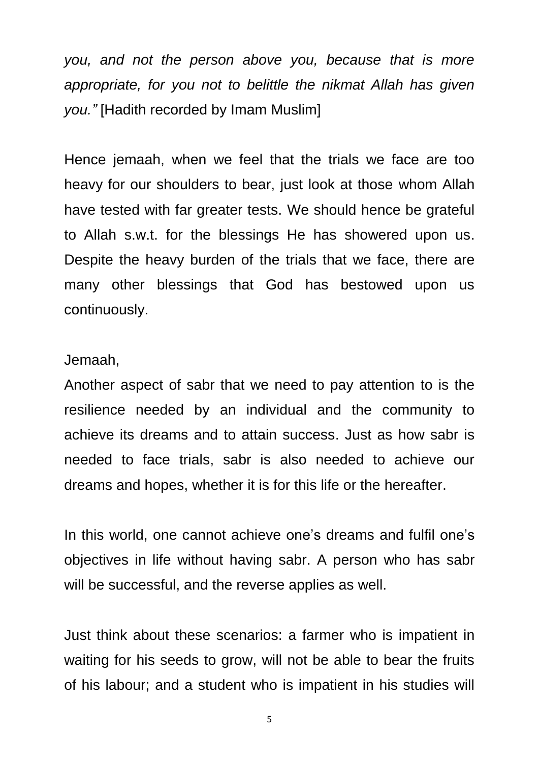*you, and not the person above you, because that is more appropriate, for you not to belittle the nikmat Allah has given you."* [Hadith recorded by Imam Muslim]

Hence jemaah, when we feel that the trials we face are too heavy for our shoulders to bear, just look at those whom Allah have tested with far greater tests. We should hence be grateful to Allah s.w.t. for the blessings He has showered upon us. Despite the heavy burden of the trials that we face, there are many other blessings that God has bestowed upon us continuously.

Jemaah,

Another aspect of sabr that we need to pay attention to is the resilience needed by an individual and the community to achieve its dreams and to attain success. Just as how sabr is needed to face trials, sabr is also needed to achieve our dreams and hopes, whether it is for this life or the hereafter.

In this world, one cannot achieve one's dreams and fulfil one's objectives in life without having sabr. A person who has sabr will be successful, and the reverse applies as well.

Just think about these scenarios: a farmer who is impatient in waiting for his seeds to grow, will not be able to bear the fruits of his labour; and a student who is impatient in his studies will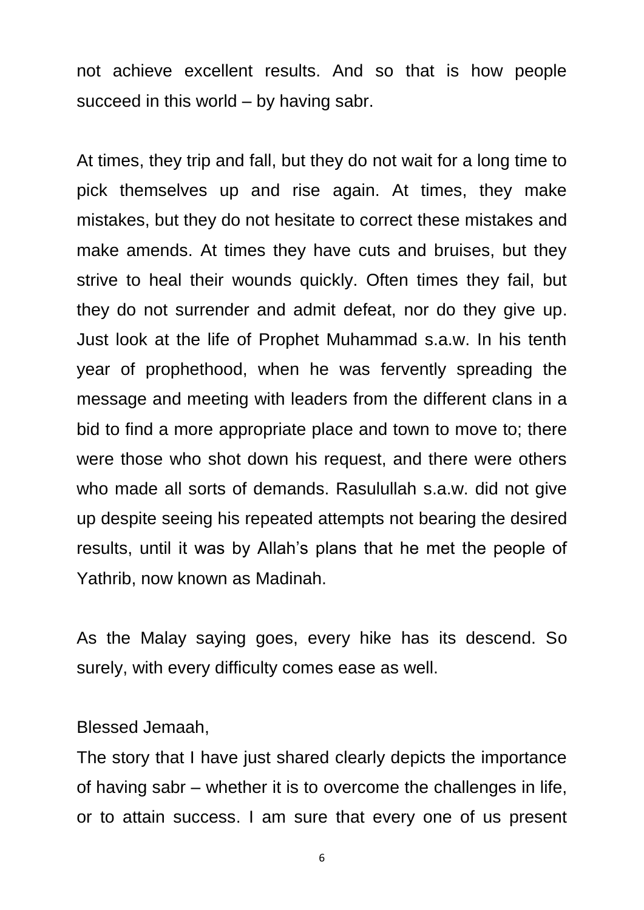not achieve excellent results. And so that is how people succeed in this world – by having sabr.

At times, they trip and fall, but they do not wait for a long time to pick themselves up and rise again. At times, they make mistakes, but they do not hesitate to correct these mistakes and make amends. At times they have cuts and bruises, but they strive to heal their wounds quickly. Often times they fail, but they do not surrender and admit defeat, nor do they give up. Just look at the life of Prophet Muhammad s.a.w. In his tenth year of prophethood, when he was fervently spreading the message and meeting with leaders from the different clans in a bid to find a more appropriate place and town to move to; there were those who shot down his request, and there were others who made all sorts of demands. Rasulullah s.a.w. did not give up despite seeing his repeated attempts not bearing the desired results, until it was by Allah's plans that he met the people of Yathrib, now known as Madinah.

As the Malay saying goes, every hike has its descend. So surely, with every difficulty comes ease as well.

Blessed Jemaah,

The story that I have just shared clearly depicts the importance of having sabr – whether it is to overcome the challenges in life, or to attain success. I am sure that every one of us present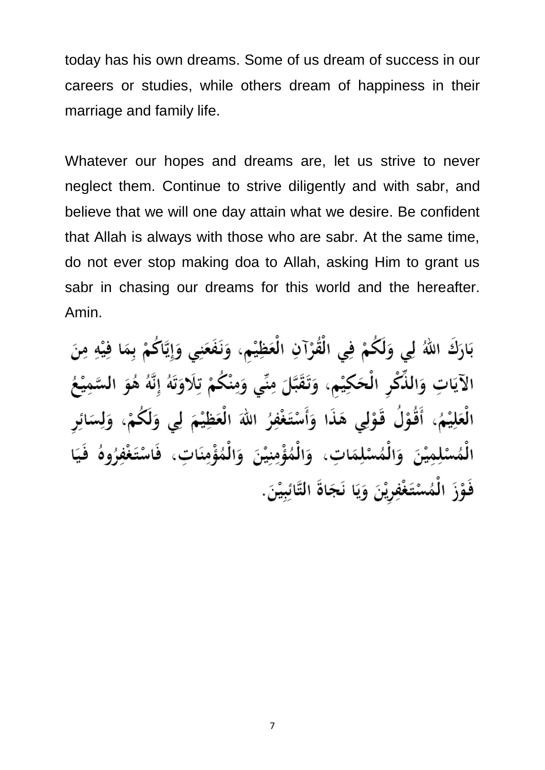today has his own dreams. Some of us dream of success in our careers or studies, while others dream of happiness in their marriage and family life.

Whatever our hopes and dreams are, let us strive to never neglect them. Continue to strive diligently and with sabr, and believe that we will one day attain what we desire. Be confident that Allah is always with those who are sabr. At the same time, do not ever stop making doa to Allah, asking Him to grant us sabr in chasing our dreams for this world and the hereafter. Amin.

بَارَكَ اللهُ لِي وَلَكُمْ فِي الْقُرْآنِ الْعَظِيْمِ، وَنَفَعَنِي وَإِيَّاكُمْ بِمَا فِيْهِ مِنَ الآيَاتِ وَالذِّكْرِ الْحَكِيْمِ، وَتَقَبَّلَ مِنِّي وَمِنْكُمْ تِلَاوَتَهُ إِنَّهُ هُوَ السَّمِيْعُ الْعَلِيْمُ، أَقُوْلُ قَوْلِي هَذَا وَأَسْتَغْفِرُ اللهَ الْعَظِيْمَ لِي وَلَكُمْ، وَلِسَائِرِ الْمُسْلِمِيْنَ وَالْمُسْلِمَاتِ، وَالْمُؤْمِنِيْنَ وَالْمُؤْمِنَاتِ، فَاسْتَغْفِرُوهُ فَيَا فَوْزَ الْمُسْتَغْفِرِيْنَ وَيَا نَجَاةَ التَّائِبِيْنَ.